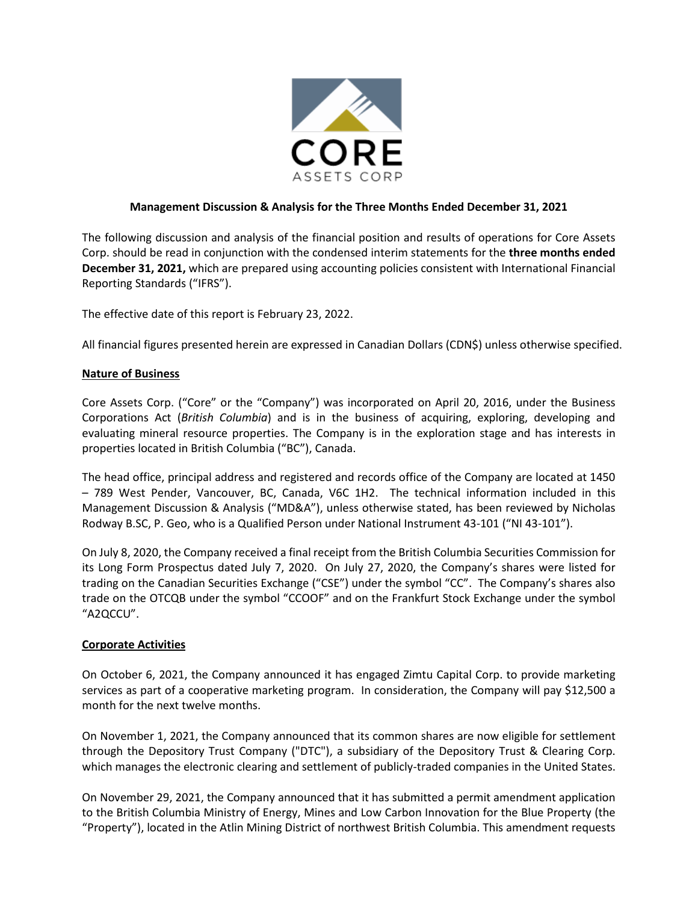# Management Discussion & Analysis for the Three Months Ended December 31, 2021

The following discussion and analysis of the financial position and results of operations for Core Assets Corp. should be read in conjunction with the condensed interim statements for the **three months ended December 31, 2021,** which are prepared using accounting policies consistent with International Financial Reporting Standards ("IFRS").

The effective date of this report is February 23, 2022.

All financial figures presented herein are expressed in Canadian Dollars (CDN$) unless otherwise specified.

## Nature of Business

Core Assets Corp. ("Core" or the "Company") was incorporated on April 20, 2016, under the Business Corporations Act (*British Columbia*) and is in the business of acquiring, exploring, developing and evaluating mineral resource properties. The Company is in the exploration stage and has interests in properties located in British Columbia ("BC"), Canada.

The head office, principal address and registered and records office of the Company are located at 1450 – 789 West Pender, Vancouver, BC, Canada, V6C 1H2. The technical information included in this Management Discussion & Analysis ("MD&A"), unless otherwise stated, has been reviewed by Nicholas Rodway B.SC, P. Geo, who is a Qualified Person under National Instrument 43-101 ("NI 43-101").

On July 8, 2020, the Company received a final receipt from the British Columbia Securities Commission for its Long Form Prospectus dated July 7, 2020. On July 27, 2020, the Company's shares were listed for trading on the Canadian Securities Exchange ("CSE") under the symbol "CC". The Company's shares also trade on the OTCQB under the symbol "CCOOF" and on the Frankfurt Stock Exchange under the symbol "A2QCCU".

## Corporate Activities

On October 6, 2021, the Company announced it has engaged Zimtu Capital Corp. to provide marketing services as part of a cooperative marketing program. In consideration, the Company will pay $12,500 a month for the next twelve months.

On November 1, 2021, the Company announced that its common shares are now eligible for settlement through the Depository Trust Company ("DTC"), a subsidiary of the Depository Trust & Clearing Corp. which manages the electronic clearing and settlement of publicly-traded companies in the United States.

On November 29, 2021, the Company announced that it has submitted a permit amendment application to the British Columbia Ministry of Energy, Mines and Low Carbon Innovation for the Blue Property (the "Property"), located in the Atlin Mining District of northwest British Columbia. This amendment requests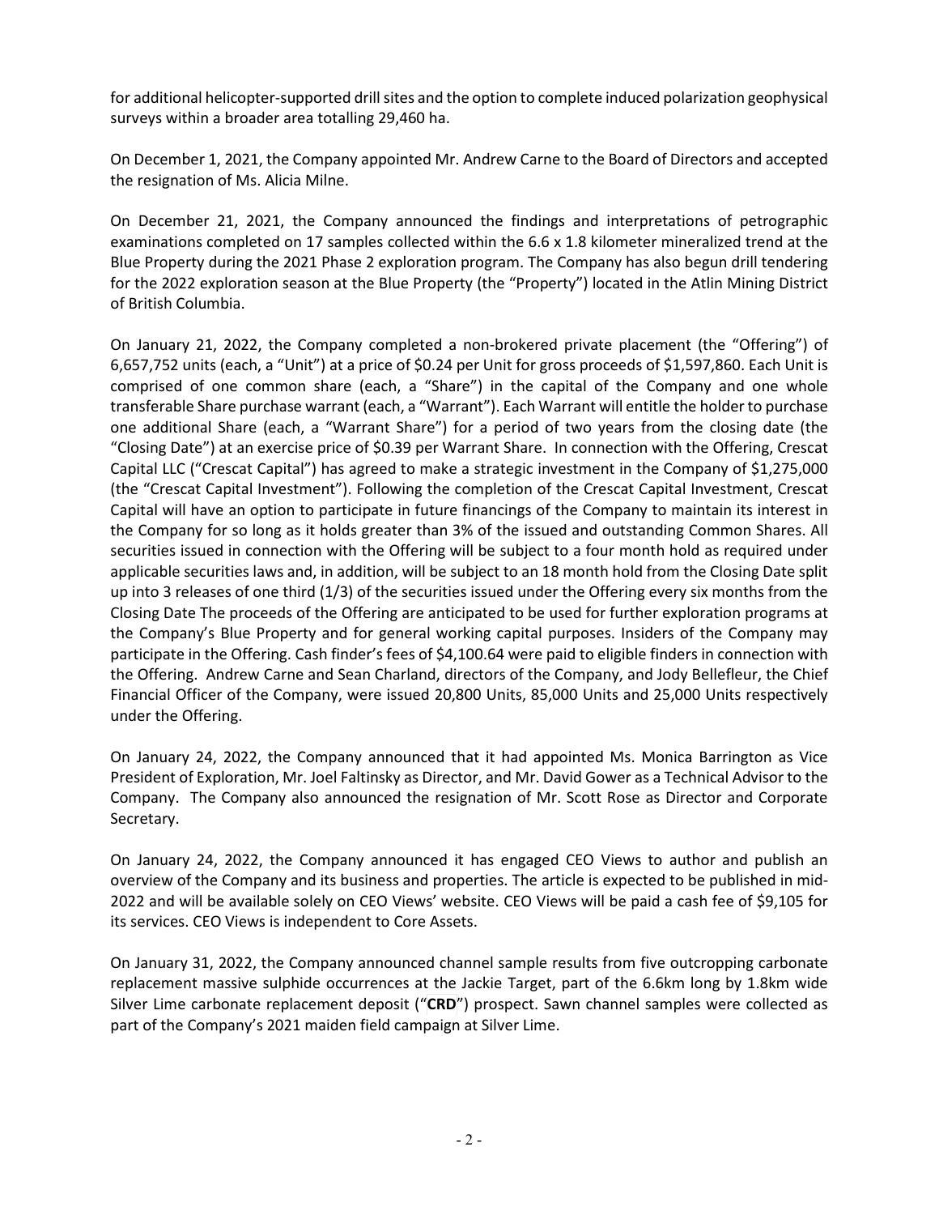for additional helicopter-supported drill sites and the option to complete induced polarization geophysical surveys within a broader area totalling 29,460 ha.

On December 1, 2021, the Company appointed Mr. Andrew Carne to the Board of Directors and accepted the resignation of Ms. Alicia Milne.

On December 21, 2021, the Company announced the findings and interpretations of petrographic examinations completed on 17 samples collected within the 6.6 x 1.8 kilometer mineralized trend at the Blue Property during the 2021 Phase 2 exploration program. The Company has also begun drill tendering for the 2022 exploration season at the Blue Property (the "Property") located in the Atlin Mining District of British Columbia.

On January 21, 2022, the Company completed a non-brokered private placement (the "Offering") of 6,657,752 units (each, a "Unit") at a price of $0.24 per Unit for gross proceeds of $1,597,860. Each Unit is comprised of one common share (each, a "Share") in the capital of the Company and one whole transferable Share purchase warrant (each, a "Warrant"). Each Warrant will entitle the holder to purchase one additional Share (each, a "Warrant Share") for a period of two years from the closing date (the "Closing Date") at an exercise price of $0.39 per Warrant Share. In connection with the Offering, Crescat Capital LLC ("Crescat Capital") has agreed to make a strategic investment in the Company of $1,275,000 (the "Crescat Capital Investment"). Following the completion of the Crescat Capital Investment, Crescat Capital will have an option to participate in future financings of the Company to maintain its interest in the Company for so long as it holds greater than 3% of the issued and outstanding Common Shares. All securities issued in connection with the Offering will be subject to a four month hold as required under applicable securities laws and, in addition, will be subject to an 18 month hold from the Closing Date split up into 3 releases of one third (1/3) of the securities issued under the Offering every six months from the Closing Date The proceeds of the Offering are anticipated to be used for further exploration programs at the Company's Blue Property and for general working capital purposes. Insiders of the Company may participate in the Offering. Cash finder's fees of $4,100.64 were paid to eligible finders in connection with the Offering. Andrew Carne and Sean Charland, directors of the Company, and Jody Bellefleur, the Chief Financial Officer of the Company, were issued 20,800 Units, 85,000 Units and 25,000 Units respectively under the Offering.

On January 24, 2022, the Company announced that it had appointed Ms. Monica Barrington as Vice President of Exploration, Mr. Joel Faltinsky as Director, and Mr. David Gower as a Technical Advisor to the Company. The Company also announced the resignation of Mr. Scott Rose as Director and Corporate Secretary.

On January 24, 2022, the Company announced it has engaged CEO Views to author and publish an overview of the Company and its business and properties. The article is expected to be published in mid-2022 and will be available solely on CEO Views' website. CEO Views will be paid a cash fee of $9,105 for its services. CEO Views is independent to Core Assets.

On January 31, 2022, the Company announced channel sample results from five outcropping carbonate replacement massive sulphide occurrences at the Jackie Target, part of the 6.6km long by 1.8km wide Silver Lime carbonate replacement deposit ("**CRD**") prospect. Sawn channel samples were collected as part of the Company's 2021 maiden field campaign at Silver Lime.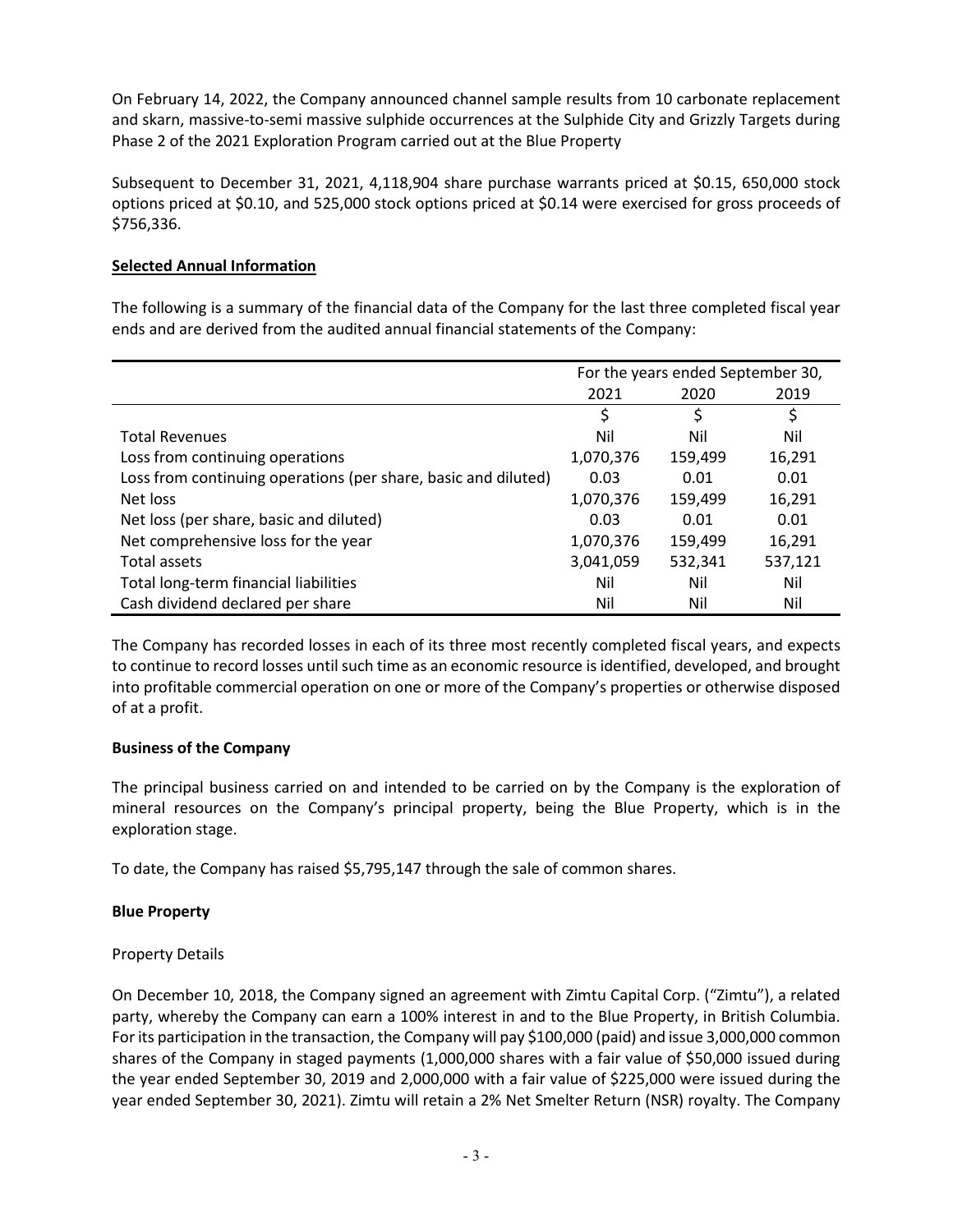On February 14, 2022, the Company announced channel sample results from 10 carbonate replacement and skarn, massive-to-semi massive sulphide occurrences at the Sulphide City and Grizzly Targets during Phase 2 of the 2021 Exploration Program carried out at the Blue Property

Subsequent to December 31, 2021, 4,118,904 share purchase warrants priced at $0.15, 650,000 stock options priced at $0.10, and 525,000 stock options priced at $0.14 were exercised for gross proceeds of $756,336.

## Selected Annual Information

The following is a summary of the financial data of the Company for the last three completed fiscal year ends and are derived from the audited annual financial statements of the Company:

| | For the years ended September 30, | | |
|---|---|---|---|
| | 2021 | 2020 | 2019 |
| | $ | $ | $ |
| Total Revenues | Nil | Nil | Nil |
| Loss from continuing operations | 1,070,376 | 159,499 | 16,291 |
| Loss from continuing operations (per share, basic and diluted) | 0.03 | 0.01 | 0.01 |
| Net loss | 1,070,376 | 159,499 | 16,291 |
| Net loss (per share, basic and diluted) | 0.03 | 0.01 | 0.01 |
| Net comprehensive loss for the year | 1,070,376 | 159,499 | 16,291 |
| Total assets | 3,041,059 | 532,341 | 537,121 |
| Total long-term financial liabilities | Nil | Nil | Nil |
| Cash dividend declared per share | Nil | Nil | Nil |

The Company has recorded losses in each of its three most recently completed fiscal years, and expects to continue to record losses until such time as an economic resource is identified, developed, and brought into profitable commercial operation on one or more of the Company's properties or otherwise disposed of at a profit.

## Business of the Company

The principal business carried on and intended to be carried on by the Company is the exploration of mineral resources on the Company's principal property, being the Blue Property, which is in the exploration stage.

To date, the Company has raised $5,795,147 through the sale of common shares.

## Blue Property

Property Details

On December 10, 2018, the Company signed an agreement with Zimtu Capital Corp. ("Zimtu"), a related party, whereby the Company can earn a 100% interest in and to the Blue Property, in British Columbia. For its participation in the transaction, the Company will pay $100,000 (paid) and issue 3,000,000 common shares of the Company in staged payments (1,000,000 shares with a fair value of $50,000 issued during the year ended September 30, 2019 and 2,000,000 with a fair value of $225,000 were issued during the year ended September 30, 2021). Zimtu will retain a 2% Net Smelter Return (NSR) royalty. The Company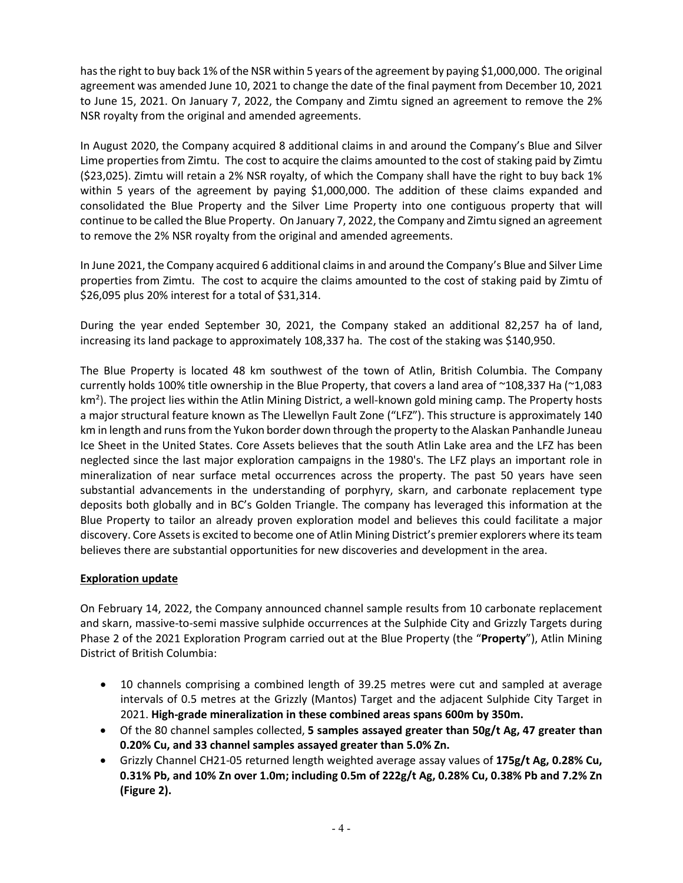has the right to buy back 1% of the NSR within 5 years of the agreement by paying $1,000,000. The original agreement was amended June 10, 2021 to change the date of the final payment from December 10, 2021 to June 15, 2021. On January 7, 2022, the Company and Zimtu signed an agreement to remove the 2% NSR royalty from the original and amended agreements.

In August 2020, the Company acquired 8 additional claims in and around the Company's Blue and Silver Lime properties from Zimtu. The cost to acquire the claims amounted to the cost of staking paid by Zimtu ($23,025). Zimtu will retain a 2% NSR royalty, of which the Company shall have the right to buy back 1% within 5 years of the agreement by paying $1,000,000. The addition of these claims expanded and consolidated the Blue Property and the Silver Lime Property into one contiguous property that will continue to be called the Blue Property. On January 7, 2022, the Company and Zimtu signed an agreement to remove the 2% NSR royalty from the original and amended agreements.

In June 2021, the Company acquired 6 additional claims in and around the Company's Blue and Silver Lime properties from Zimtu. The cost to acquire the claims amounted to the cost of staking paid by Zimtu of $26,095 plus 20% interest for a total of $31,314.

During the year ended September 30, 2021, the Company staked an additional 82,257 ha of land, increasing its land package to approximately 108,337 ha. The cost of the staking was $140,950.

The Blue Property is located 48 km southwest of the town of Atlin, British Columbia. The Company currently holds 100% title ownership in the Blue Property, that covers a land area of ~108,337 Ha (~1,083 km$^2$). The project lies within the Atlin Mining District, a well-known gold mining camp. The Property hosts a major structural feature known as The Llewellyn Fault Zone ("LFZ"). This structure is approximately 140 km in length and runs from the Yukon border down through the property to the Alaskan Panhandle Juneau Ice Sheet in the United States. Core Assets believes that the south Atlin Lake area and the LFZ has been neglected since the last major exploration campaigns in the 1980's. The LFZ plays an important role in mineralization of near surface metal occurrences across the property. The past 50 years have seen substantial advancements in the understanding of porphyry, skarn, and carbonate replacement type deposits both globally and in BC's Golden Triangle. The company has leveraged this information at the Blue Property to tailor an already proven exploration model and believes this could facilitate a major discovery. Core Assets is excited to become one of Atlin Mining District's premier explorers where its team believes there are substantial opportunities for new discoveries and development in the area.

**Exploration update**

On February 14, 2022, the Company announced channel sample results from 10 carbonate replacement and skarn, massive-to-semi massive sulphide occurrences at the Sulphide City and Grizzly Targets during Phase 2 of the 2021 Exploration Program carried out at the Blue Property (the "**Property**"), Atlin Mining District of British Columbia:

- 10 channels comprising a combined length of 39.25 metres were cut and sampled at average intervals of 0.5 metres at the Grizzly (Mantos) Target and the adjacent Sulphide City Target in 2021. **High-grade mineralization in these combined areas spans 600m by 350m.**
- Of the 80 channel samples collected, **5 samples assayed greater than 50g/t Ag, 47 greater than 0.20% Cu, and 33 channel samples assayed greater than 5.0% Zn.**
- Grizzly Channel CH21-05 returned length weighted average assay values of **175g/t Ag, 0.28% Cu, 0.31% Pb, and 10% Zn over 1.0m; including 0.5m of 222g/t Ag, 0.28% Cu, 0.38% Pb and 7.2% Zn (Figure 2).**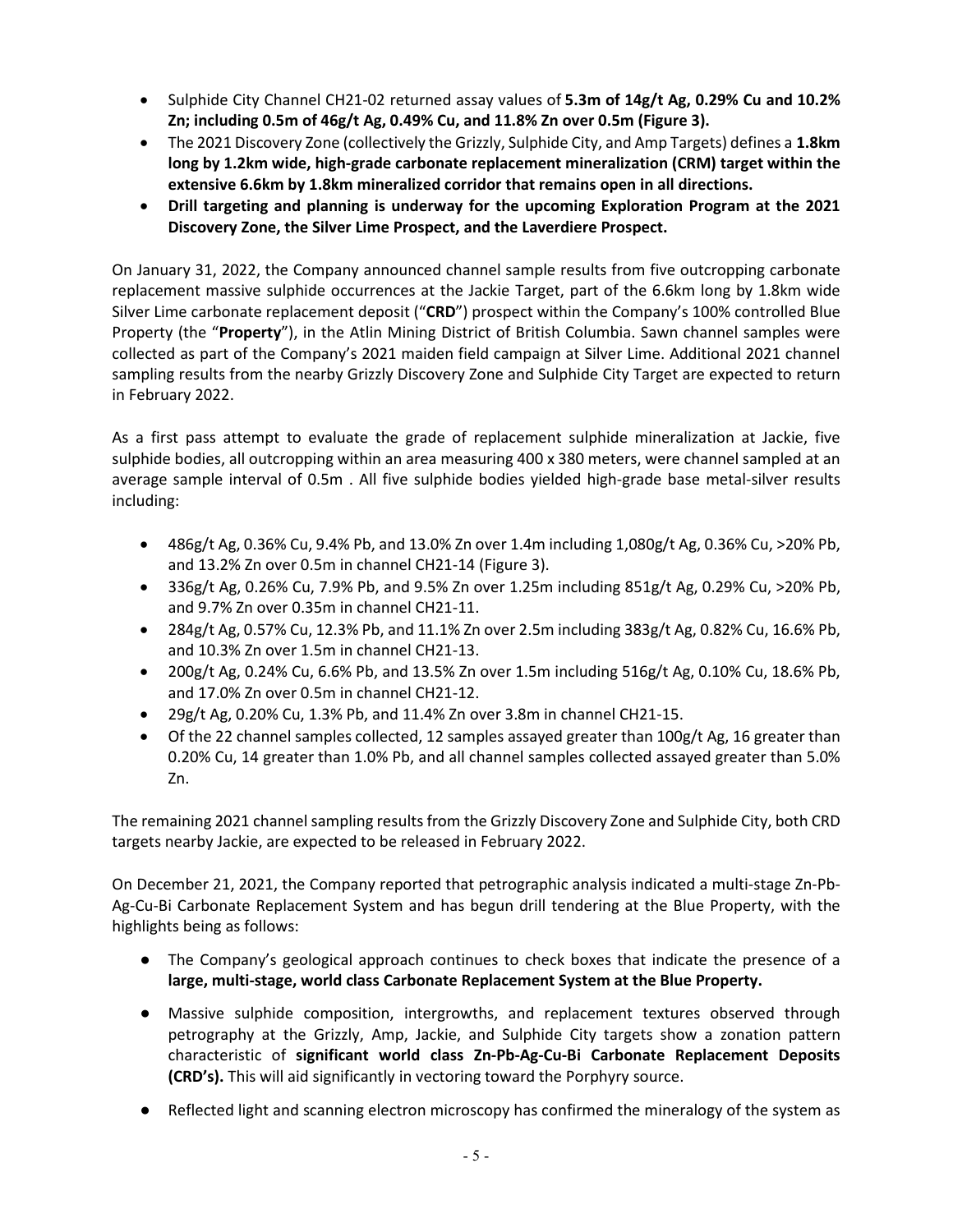- Sulphide City Channel CH21-02 returned assay values of **5.3m of 14g/t Ag, 0.29% Cu and 10.2% Zn; including 0.5m of 46g/t Ag, 0.49% Cu, and 11.8% Zn over 0.5m in (Figure 3).**
- The 2021 Discovery Zone (collectively the Grizzly, Sulphide City, and Amp Targets) defines a **1.8km long by 1.2km wide, high-grade carbonate replacement mineralization (CRM) target within the extensive 6.6km by 1.8km mineralized corridor that remains open in all directions.**
- **Drill targeting and planning is underway for the upcoming Exploration Program at the 2021 Discovery Zone, the Silver Lime Prospect, and the Laverdiere Prospect.**

On January 31, 2022, the Company announced channel sample results from five outcropping carbonate replacement massive sulphide occurrences at the Jackie Target, part of the 6.6km long by 1.8km wide Silver Lime carbonate replacement deposit ("**CRD**") prospect within the Company's 100% controlled Blue Property (the "**Property**"), in the Atlin Mining District of British Columbia. Sawn channel samples were collected as part of the Company's 2021 maiden field campaign at Silver Lime. Additional 2021 channel sampling results from the nearby Grizzly Discovery Zone and Sulphide City Target are expected to return in February 2022.

As a first pass attempt to evaluate the grade of replacement sulphide mineralization at Jackie, five sulphide bodies, all outcropping within an area measuring 400 x 380 meters, were channel sampled at an average sample interval of 0.5m . All five sulphide bodies yielded high-grade base metal-silver results including:

- 486g/t Ag, 0.36% Cu, 9.4% Pb, and 13.0% Zn over 1.4m including 1,080g/t Ag, 0.36% Cu, >20% Pb, and 13.2% Zn over 0.5m in channel CH21-14 (Figure 3).
- 336g/t Ag, 0.26% Cu, 7.9% Pb, and 9.5% Zn over 1.25m including 851g/t Ag, 0.29% Cu, >20% Pb, and 9.7% Zn over 0.35m in channel CH21-11.
- 284g/t Ag, 0.57% Cu, 12.3% Pb, and 11.1% Zn over 2.5m including 383g/t Ag, 0.82% Cu, 16.6% Pb, and 10.3% Zn over 1.5m in channel CH21-13.
- 200g/t Ag, 0.24% Cu, 6.6% Pb, and 13.5% Zn over 1.5m including 516g/t Ag, 0.10% Cu, 18.6% Pb, and 17.0% Zn over 0.5m in channel CH21-12.
- 29g/t Ag, 0.20% Cu, 1.3% Pb, and 11.4% Zn over 3.8m in channel CH21-15.
- Of the 22 channel samples collected, 12 samples assayed greater than 100g/t Ag, 16 greater than 0.20% Cu, 14 greater than 1.0% Pb, and all channel samples collected assayed greater than 5.0% Zn.

The remaining 2021 channel sampling results from the Grizzly Discovery Zone and Sulphide City, both CRD targets nearby Jackie, are expected to be released in February 2022.

On December 21, 2021, the Company reported that petrographic analysis indicated a multi-stage Zn-Pb-Ag-Cu-Bi Carbonate Replacement System and has begun drill tendering at the Blue Property, with the highlights being as follows:

- The Company's geological approach continues to check boxes that indicate the presence of a **large, multi-stage, world class Carbonate Replacement System at the Blue Property.**
- Massive sulphide composition, intergrowths, and replacement textures observed through petrography at the Grizzly, Amp, Jackie, and Sulphide City targets show a zonation pattern characteristic of **significant world class Zn-Pb-Ag-Cu-Bi Carbonate Replacement Deposits (CRD's).** This will aid significantly in vectoring toward the Porphyry source.
- Reflected light and scanning electron microscopy has confirmed the mineralogy of the system as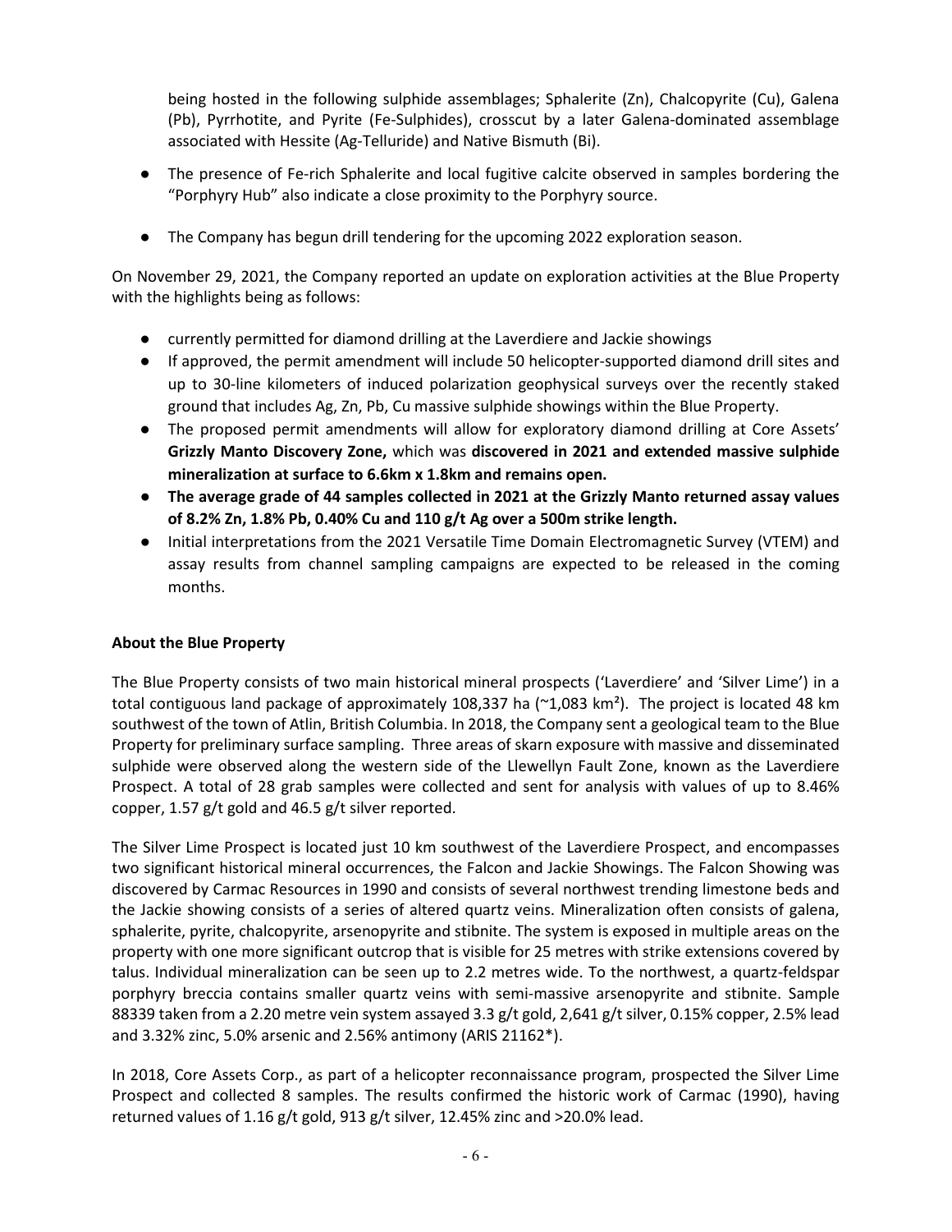being hosted in the following sulphide assemblages; Sphalerite (Zn), Chalcopyrite (Cu), Galena (Pb), Pyrrhotite, and Pyrite (Fe-Sulphides), crosscut by a later Galena-dominated assemblage associated with Hessite (Ag-Telluride) and Native Bismuth (Bi).

- The presence of Fe-rich Sphalerite and local fugitive calcite observed in samples bordering the "Porphyry Hub" also indicate a close proximity to the Porphyry source.

- The Company has begun drill tendering for the upcoming 2022 exploration season.

On November 29, 2021, the Company reported an update on exploration activities at the Blue Property with the highlights being as follows:

- currently permitted for diamond drilling at the Laverdiere and Jackie showings
- If approved, the permit amendment will include 50 helicopter-supported diamond drill sites and up to 30-line kilometers of induced polarization geophysical surveys over the recently staked ground that includes Ag, Zn, Pb, Cu massive sulphide showings within the Blue Property.
- The proposed permit amendments will allow for exploratory diamond drilling at Core Assets' **Grizzly Manto Discovery Zone,** which was **discovered in 2021 and extended massive sulphide mineralization at surface to 6.6km x 1.8km and remains open.**
- **The average grade of 44 samples collected in 2021 at the Grizzly Manto returned assay values of 8.2% Zn, 1.8% Pb, 0.40% Cu and 110 g/t Ag over a 500m strike length.**
- Initial interpretations from the 2021 Versatile Time Domain Electromagnetic Survey (VTEM) and assay results from channel sampling campaigns are expected to be released in the coming months.

**About the Blue Property**

The Blue Property consists of two main historical mineral prospects ('Laverdiere' and 'Silver Lime') in a total contiguous land package of approximately 108,337 ha (~1,083 km²). The project is located 48 km southwest of the town of Atlin, British Columbia. In 2018, the Company sent a geological team to the Blue Property for preliminary surface sampling. Three areas of skarn exposure with massive and disseminated sulphide were observed along the western side of the Llewellyn Fault Zone, known as the Laverdiere Prospect. A total of 28 grab samples were collected and sent for analysis with values of up to 8.46% copper, 1.57 g/t gold and 46.5 g/t silver reported.

The Silver Lime Prospect is located just 10 km southwest of the Laverdiere Prospect, and encompasses two significant historical mineral occurrences, the Falcon and Jackie Showings. The Falcon Showing was discovered by Carmac Resources in 1990 and consists of several northwest trending limestone beds and the Jackie showing consists of a series of altered quartz veins. Mineralization often consists of galena, sphalerite, pyrite, chalcopyrite, arsenopyrite and stibnite. The system is exposed in multiple areas on the property with one more significant outcrop that is visible for 25 metres with strike extensions covered by talus. Individual mineralization can be seen up to 2.2 metres wide. To the northwest, a quartz-feldspar porphyry breccia contains smaller quartz veins with semi-massive arsenopyrite and stibnite. Sample 88339 taken from a 2.20 metre vein system assayed 3.3 g/t gold, 2,641 g/t silver, 0.15% copper, 2.5% lead and 3.32% zinc, 5.0% arsenic and 2.56% antimony (ARIS 21162*).

In 2018, Core Assets Corp., as part of a helicopter reconnaissance program, prospected the Silver Lime Prospect and collected 8 samples. The results confirmed the historic work of Carmac (1990), having returned values of 1.16 g/t gold, 913 g/t silver, 12.45% zinc and >20.0% lead.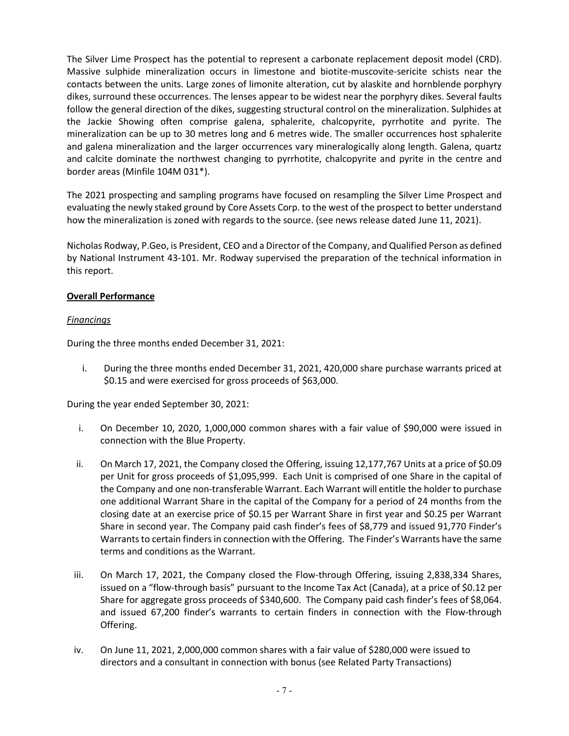The Silver Lime Prospect has the potential to represent a carbonate replacement deposit model (CRD). Massive sulphide mineralization occurs in limestone and biotite-muscovite-sericite schists near the contacts between the units. Large zones of limonite alteration, cut by alaskite and hornblende porphyry dikes, surround these occurrences. The lenses appear to be widest near the porphyry dikes. Several faults follow the general direction of the dikes, suggesting structural control on the mineralization. Sulphides at the Jackie Showing often comprise galena, sphalerite, chalcopyrite, pyrrhotite and pyrite. The mineralization can be up to 30 metres long and 6 metres wide. The smaller occurrences host sphalerite and galena mineralization and the larger occurrences vary mineralogically along length. Galena, quartz and calcite dominate the northwest changing to pyrrhotite, chalcopyrite and pyrite in the centre and border areas (Minfile 104M 031*).

The 2021 prospecting and sampling programs have focused on resampling the Silver Lime Prospect and evaluating the newly staked ground by Core Assets Corp. to the west of the prospect to better understand how the mineralization is zoned with regards to the source. (see news release dated June 11, 2021).

Nicholas Rodway, P.Geo, is President, CEO and a Director of the Company, and Qualified Person as defined by National Instrument 43-101. Mr. Rodway supervised the preparation of the technical information in this report.

**Overall Performance**

*Financings*

During the three months ended December 31, 2021:

i. During the three months ended December 31, 2021, 420,000 share purchase warrants priced at $0.15 and were exercised for gross proceeds of $63,000.

During the year ended September 30, 2021:

i. On December 10, 2020, 1,000,000 common shares with a fair value of $90,000 were issued in connection with the Blue Property.

ii. On March 17, 2021, the Company closed the Offering, issuing 12,177,767 Units at a price of $0.09 per Unit for gross proceeds of $1,095,999. Each Unit is comprised of one Share in the capital of the Company and one non-transferable Warrant. Each Warrant will entitle the holder to purchase one additional Warrant Share in the capital of the Company for a period of 24 months from the closing date at an exercise price of $0.15 per Warrant Share in first year and $0.25 per Warrant Share in second year. The Company paid cash finder's fees of $8,779 and issued 91,770 Finder's Warrants to certain finders in connection with the Offering. The Finder's Warrants have the same terms and conditions as the Warrant.

iii. On March 17, 2021, the Company closed the Flow-through Offering, issuing 2,838,334 Shares, issued on a "flow-through basis" pursuant to the Income Tax Act (Canada), at a price of $0.12 per Share for aggregate gross proceeds of $340,600. The Company paid cash finder's fees of $8,064. and issued 67,200 finder's warrants to certain finders in connection with the Flow-through Offering.

iv. On June 11, 2021, 2,000,000 common shares with a fair value of $280,000 were issued to directors and a consultant in connection with bonus (see Related Party Transactions)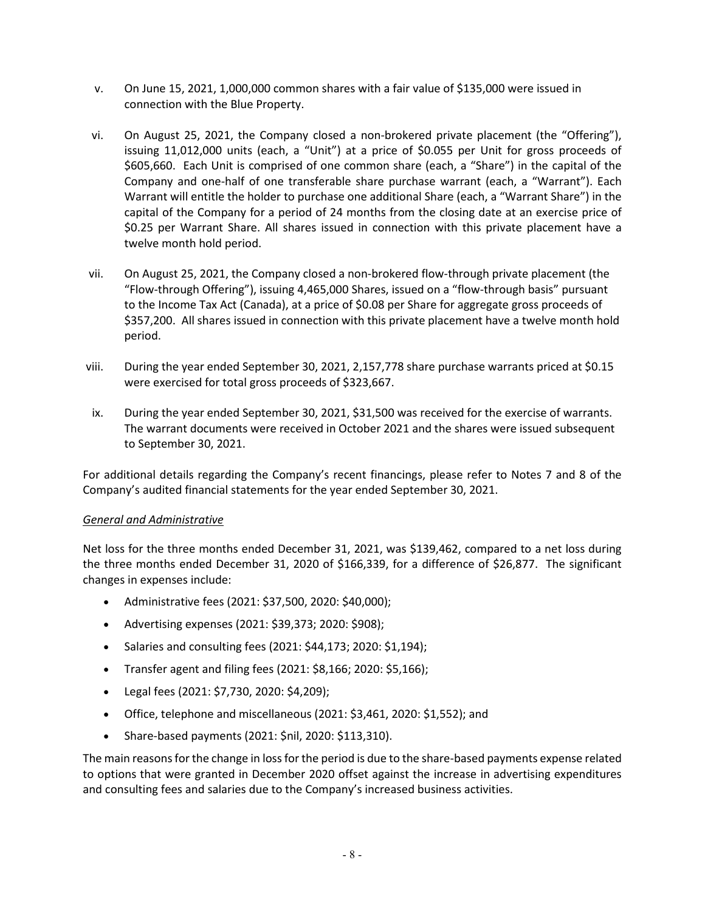v. On June 15, 2021, 1,000,000 common shares with a fair value of $135,000 were issued in connection with the Blue Property.

vi. On August 25, 2021, the Company closed a non-brokered private placement (the "Offering"), issuing 11,012,000 units (each, a "Unit") at a price of $0.055 per Unit for gross proceeds of $605,660. Each Unit is comprised of one common share (each, a "Share") in the capital of the Company and one-half of one transferable share purchase warrant (each, a "Warrant"). Each Warrant will entitle the holder to purchase one additional Share (each, a "Warrant Share") in the capital of the Company for a period of 24 months from the closing date at an exercise price of $0.25 per Warrant Share. All shares issued in connection with this private placement have a twelve month hold period.

vii. On August 25, 2021, the Company closed a non-brokered flow-through private placement (the "Flow-through Offering"), issuing 4,465,000 Shares, issued on a "flow-through basis" pursuant to the Income Tax Act (Canada), at a price of $0.08 per Share for aggregate gross proceeds of $357,200. All shares issued in connection with this private placement have a twelve month hold period.

viii. During the year ended September 30, 2021, 2,157,778 share purchase warrants priced at $0.15 were exercised for total gross proceeds of $323,667.

ix. During the year ended September 30, 2021, $31,500 was received for the exercise of warrants. The warrant documents were received in October 2021 and the shares were issued subsequent to September 30, 2021.

For additional details regarding the Company's recent financings, please refer to Notes 7 and 8 of the Company's audited financial statements for the year ended September 30, 2021.

*General and Administrative*

Net loss for the three months ended December 31, 2021, was $139,462, compared to a net loss during the three months ended December 31, 2020 of $166,339, for a difference of $26,877. The significant changes in expenses include:

- Administrative fees (2021: $37,500, 2020: $40,000);
- Advertising expenses (2021: $39,373; 2020: $908);
- Salaries and consulting fees (2021: $44,173; 2020: $1,194);
- Transfer agent and filing fees (2021: $8,166; 2020: $5,166);
- Legal fees (2021: $7,730, 2020: $4,209);
- Office, telephone and miscellaneous (2021: $3,461, 2020: $1,552); and
- Share-based payments (2021: $nil, 2020: $113,310).

The main reasons for the change in loss for the period is due to the share-based payments expense related to options that were granted in December 2020 offset against the increase in advertising expenditures and consulting fees and salaries due to the Company's increased business activities.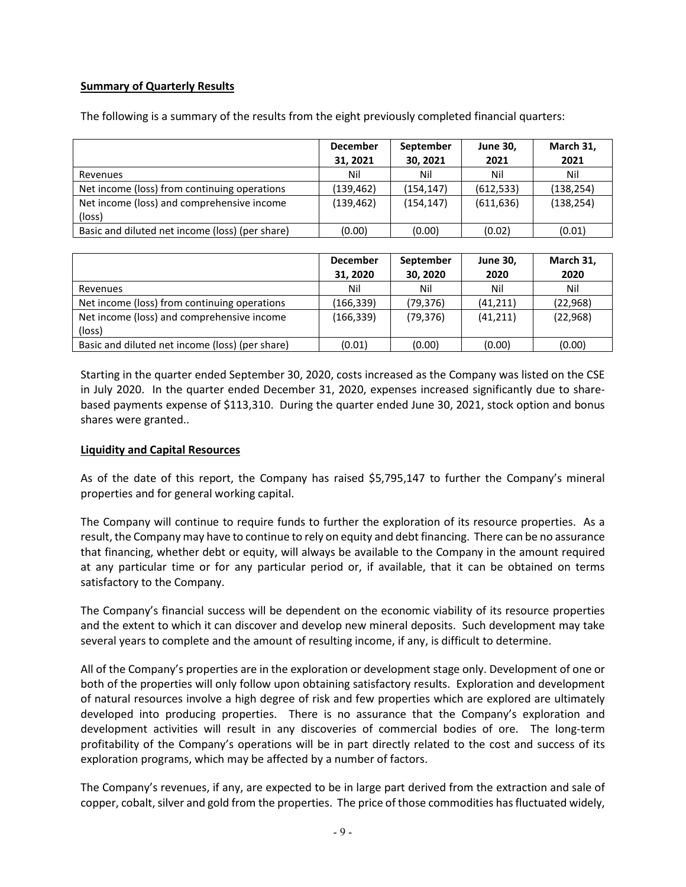**Summary of Quarterly Results**

The following is a summary of the results from the eight previously completed financial quarters:

| | December 31, 2021 | September 30, 2021 | June 30, 2021 | March 31, 2021 |
|---|---|---|---|---|
| Revenues | Nil | Nil | Nil | Nil |
| Net income (loss) from continuing operations | (139,462) | (154,147) | (612,533) | (138,254) |
| Net income (loss) and comprehensive income (loss) | (139,462) | (154,147) | (611,636) | (138,254) |
| Basic and diluted net income (loss) (per share) | (0.00) | (0.00) | (0.02) | (0.01) |

| | December 31, 2020 | September 30, 2020 | June 30, 2020 | March 31, 2020 |
|---|---|---|---|---|
| Revenues | Nil | Nil | Nil | Nil |
| Net income (loss) from continuing operations | (166,339) | (79,376) | (41,211) | (22,968) |
| Net income (loss) and comprehensive income (loss) | (166,339) | (79,376) | (41,211) | (22,968) |
| Basic and diluted net income (loss) (per share) | (0.01) | (0.00) | (0.00) | (0.00) |

Starting in the quarter ended September 30, 2020, costs increased as the Company was listed on the CSE in July 2020. In the quarter ended December 31, 2020, expenses increased significantly due to share-based payments expense of $113,310. During the quarter ended June 30, 2021, stock option and bonus shares were granted..

**Liquidity and Capital Resources**

As of the date of this report, the Company has raised $5,795,147 to further the Company's mineral properties and for general working capital.

The Company will continue to require funds to further the exploration of its resource properties. As a result, the Company may have to continue to rely on equity and debt financing. There can be no assurance that financing, whether debt or equity, will always be available to the Company in the amount required at any particular time or for any particular period or, if available, that it can be obtained on terms satisfactory to the Company.

The Company's financial success will be dependent on the economic viability of its resource properties and the extent to which it can discover and develop new mineral deposits. Such development may take several years to complete and the amount of resulting income, if any, is difficult to determine.

All of the Company's properties are in the exploration or development stage only. Development of one or both of the properties will only follow upon obtaining satisfactory results. Exploration and development of natural resources involve a high degree of risk and few properties which are explored are ultimately developed into producing properties. There is no assurance that the Company's exploration and development activities will result in any discoveries of commercial bodies of ore. The long-term profitability of the Company's operations will be in part directly related to the cost and success of its exploration programs, which may be affected by a number of factors.

The Company's revenues, if any, are expected to be in large part derived from the extraction and sale of copper, cobalt, silver and gold from the properties. The price of those commodities has fluctuated widely,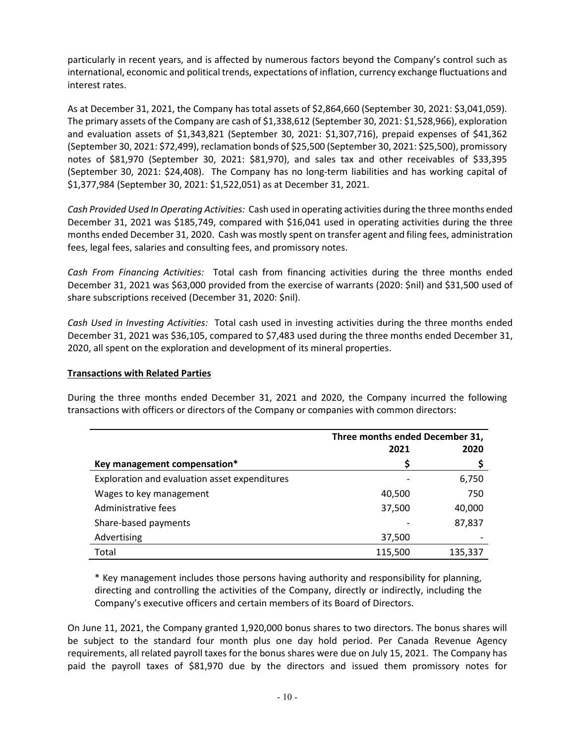particularly in recent years, and is affected by numerous factors beyond the Company's control such as international, economic and political trends, expectations of inflation, currency exchange fluctuations and interest rates.

As at December 31, 2021, the Company has total assets of $2,864,660 (September 30, 2021: $3,041,059). The primary assets of the Company are cash of $1,338,612 (September 30, 2021: $1,528,966), exploration and evaluation assets of $1,343,821 (September 30, 2021: $1,307,716), prepaid expenses of $41,362 (September 30, 2021: $72,499), reclamation bonds of $25,500 (September 30, 2021: $25,500), promissory notes of $81,970 (September 30, 2021: $81,970), and sales tax and other receivables of $33,395 (September 30, 2021: $24,408). The Company has no long-term liabilities and has working capital of $1,377,984 (September 30, 2021: $1,522,051) as at December 31, 2021.

*Cash Provided Used In Operating Activities:* Cash used in operating activities during the three months ended December 31, 2021 was $185,749, compared with $16,041 used in operating activities during the three months ended December 31, 2020. Cash was mostly spent on transfer agent and filing fees, administration fees, legal fees, salaries and consulting fees, and promissory notes.

*Cash From Financing Activities:* Total cash from financing activities during the three months ended December 31, 2021 was $63,000 provided from the exercise of warrants (2020: $nil) and $31,500 used of share subscriptions received (December 31, 2020: $nil).

*Cash Used in Investing Activities:* Total cash used in investing activities during the three months ended December 31, 2021 was $36,105, compared to $7,483 used during the three months ended December 31, 2020, all spent on the exploration and development of its mineral properties.

**Transactions with Related Parties**

During the three months ended December 31, 2021 and 2020, the Company incurred the following transactions with officers or directors of the Company or companies with common directors:

| | Three months ended December 31, | |
|---|---|---|
| | **2021** | **2020** |
| **Key management compensation*** | **$** | **$** |
| Exploration and evaluation asset expenditures | - | 6,750 |
| Wages to key management | 40,500 | 750 |
| Administrative fees | 37,500 | 40,000 |
| Share-based payments | - | 87,837 |
| Advertising | 37,500 | - |
| Total | 115,500 | 135,337 |

* Key management includes those persons having authority and responsibility for planning, directing and controlling the activities of the Company, directly or indirectly, including the Company's executive officers and certain members of its Board of Directors.

On June 11, 2021, the Company granted 1,920,000 bonus shares to two directors. The bonus shares will be subject to the standard four month plus one day hold period. Per Canada Revenue Agency requirements, all related payroll taxes for the bonus shares were due on July 15, 2021. The Company has paid the payroll taxes of $81,970 due by the directors and issued them promissory notes for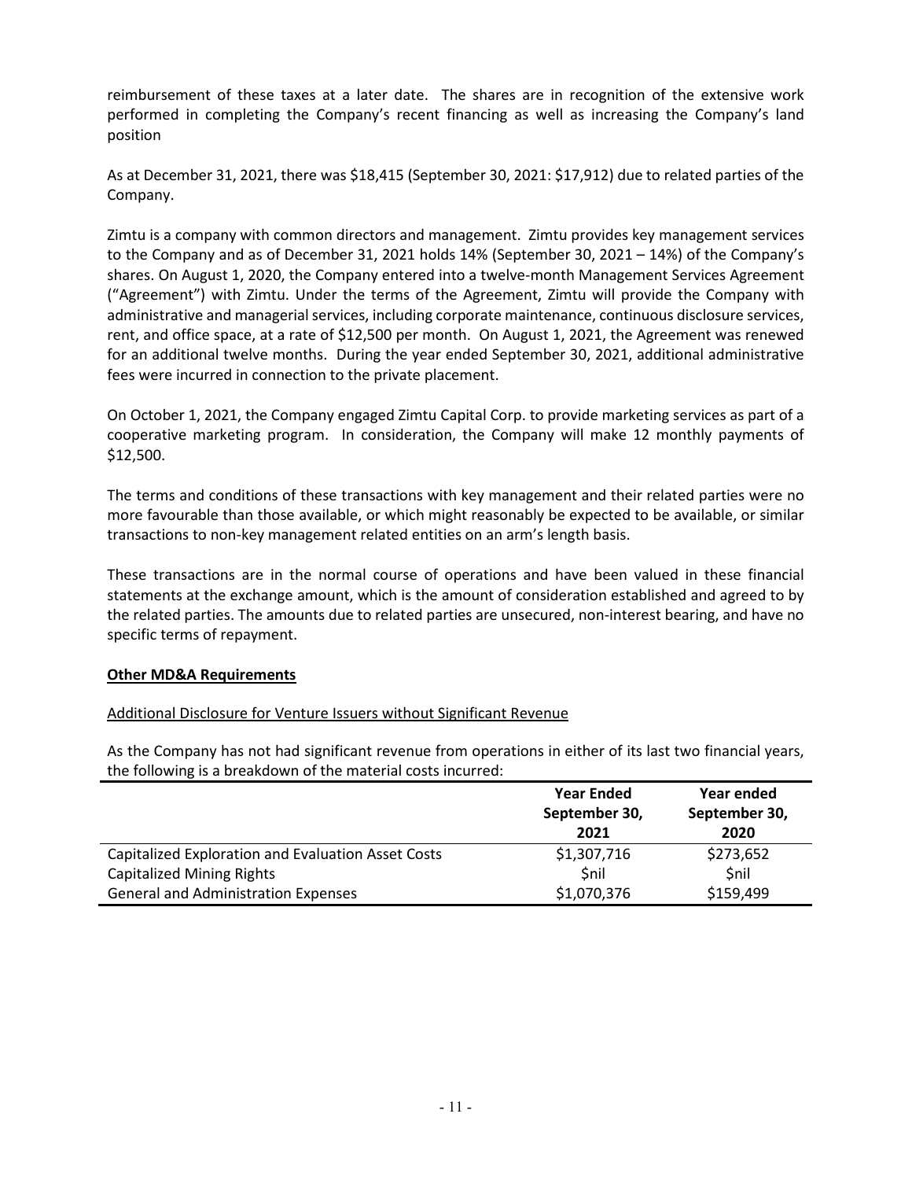reimbursement of these taxes at a later date. The shares are in recognition of the extensive work performed in completing the Company's recent financing as well as increasing the Company's land position

As at December 31, 2021, there was $18,415 (September 30, 2021: $17,912) due to related parties of the Company.

Zimtu is a company with common directors and management. Zimtu provides key management services to the Company and as of December 31, 2021 holds 14% (September 30, 2021 – 14%) of the Company's shares. On August 1, 2020, the Company entered into a twelve-month Management Services Agreement ("Agreement") with Zimtu. Under the terms of the Agreement, Zimtu will provide the Company with administrative and managerial services, including corporate maintenance, continuous disclosure services, rent, and office space, at a rate of $12,500 per month. On August 1, 2021, the Agreement was renewed for an additional twelve months. During the year ended September 30, 2021, additional administrative fees were incurred in connection to the private placement.

On October 1, 2021, the Company engaged Zimtu Capital Corp. to provide marketing services as part of a cooperative marketing program. In consideration, the Company will make 12 monthly payments of $12,500.

The terms and conditions of these transactions with key management and their related parties were no more favourable than those available, or which might reasonably be expected to be available, or similar transactions to non-key management related entities on an arm's length basis.

These transactions are in the normal course of operations and have been valued in these financial statements at the exchange amount, which is the amount of consideration established and agreed to by the related parties. The amounts due to related parties are unsecured, non-interest bearing, and have no specific terms of repayment.

## Other MD&A Requirements

### Additional Disclosure for Venture Issuers without Significant Revenue

As the Company has not had significant revenue from operations in either of its last two financial years, the following is a breakdown of the material costs incurred:

| | Year Ended September 30, 2021 | Year ended September 30, 2020 |
|---|---|---|
| Capitalized Exploration and Evaluation Asset Costs | $1,307,716 | $273,652 |
| Capitalized Mining Rights | $nil | $nil |
| General and Administration Expenses | $1,070,376 | $159,499 |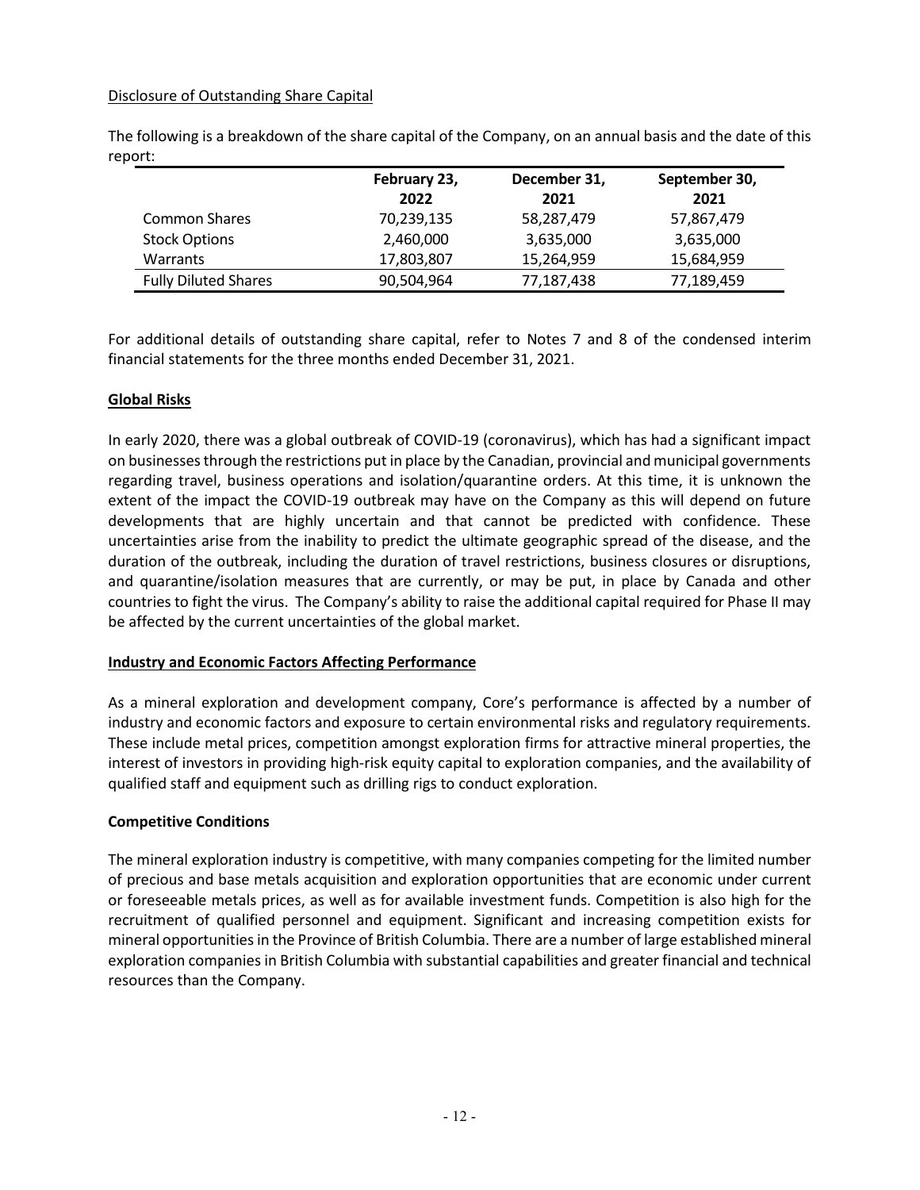Disclosure of Outstanding Share Capital

The following is a breakdown of the share capital of the Company, on an annual basis and the date of this report:

| | February 23, 2022 | December 31, 2021 | September 30, 2021 |
|---|---|---|---|
| Common Shares | 70,239,135 | 58,287,479 | 57,867,479 |
| Stock Options | 2,460,000 | 3,635,000 | 3,635,000 |
| Warrants | 17,803,807 | 15,264,959 | 15,684,959 |
| Fully Diluted Shares | 90,504,964 | 77,187,438 | 77,189,459 |

For additional details of outstanding share capital, refer to Notes 7 and 8 of the condensed interim financial statements for the three months ended December 31, 2021.

## Global Risks

In early 2020, there was a global outbreak of COVID-19 (coronavirus), which has had a significant impact on businesses through the restrictions put in place by the Canadian, provincial and municipal governments regarding travel, business operations and isolation/quarantine orders. At this time, it is unknown the extent of the impact the COVID-19 outbreak may have on the Company as this will depend on future developments that are highly uncertain and that cannot be predicted with confidence. These uncertainties arise from the inability to predict the ultimate geographic spread of the disease, and the duration of the outbreak, including the duration of travel restrictions, business closures or disruptions, and quarantine/isolation measures that are currently, or may be put, in place by Canada and other countries to fight the virus. The Company's ability to raise the additional capital required for Phase II may be affected by the current uncertainties of the global market.

## Industry and Economic Factors Affecting Performance

As a mineral exploration and development company, Core's performance is affected by a number of industry and economic factors and exposure to certain environmental risks and regulatory requirements. These include metal prices, competition amongst exploration firms for attractive mineral properties, the interest of investors in providing high-risk equity capital to exploration companies, and the availability of qualified staff and equipment such as drilling rigs to conduct exploration.

## Competitive Conditions

The mineral exploration industry is competitive, with many companies competing for the limited number of precious and base metals acquisition and exploration opportunities that are economic under current or foreseeable metals prices, as well as for available investment funds. Competition is also high for the recruitment of qualified personnel and equipment. Significant and increasing competition exists for mineral opportunities in the Province of British Columbia. There are a number of large established mineral exploration companies in British Columbia with substantial capabilities and greater financial and technical resources than the Company.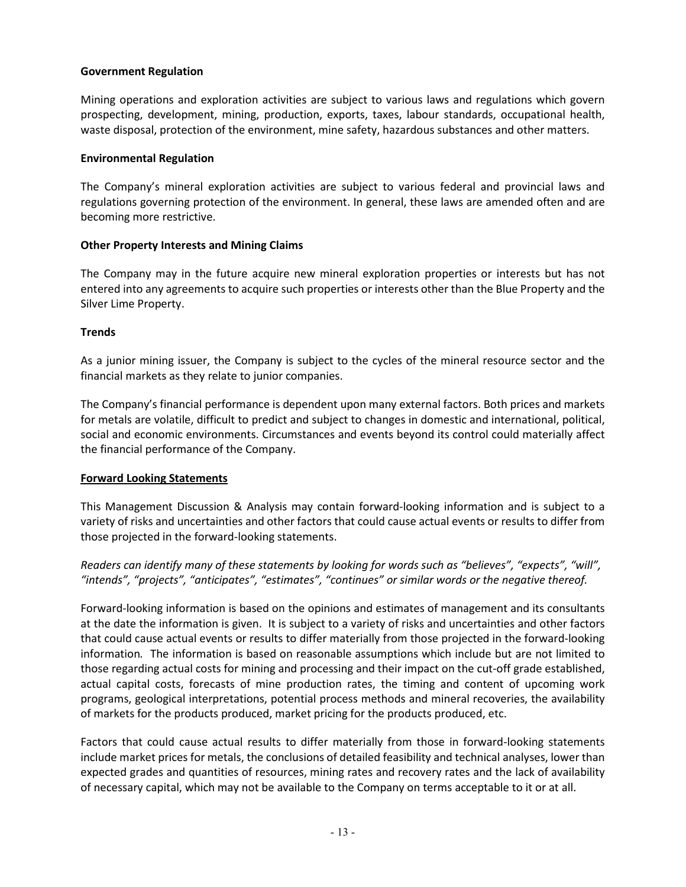**Government Regulation**

Mining operations and exploration activities are subject to various laws and regulations which govern prospecting, development, mining, production, exports, taxes, labour standards, occupational health, waste disposal, protection of the environment, mine safety, hazardous substances and other matters.

**Environmental Regulation**

The Company's mineral exploration activities are subject to various federal and provincial laws and regulations governing protection of the environment. In general, these laws are amended often and are becoming more restrictive.

**Other Property Interests and Mining Claims**

The Company may in the future acquire new mineral exploration properties or interests but has not entered into any agreements to acquire such properties or interests other than the Blue Property and the Silver Lime Property.

**Trends**

As a junior mining issuer, the Company is subject to the cycles of the mineral resource sector and the financial markets as they relate to junior companies.

The Company's financial performance is dependent upon many external factors. Both prices and markets for metals are volatile, difficult to predict and subject to changes in domestic and international, political, social and economic environments. Circumstances and events beyond its control could materially affect the financial performance of the Company.

**Forward Looking Statements**

This Management Discussion & Analysis may contain forward-looking information and is subject to a variety of risks and uncertainties and other factors that could cause actual events or results to differ from those projected in the forward-looking statements.

*Readers can identify many of these statements by looking for words such as "believes", "expects", "will", "intends", "projects", "anticipates", "estimates", "continues" or similar words or the negative thereof.*

Forward-looking information is based on the opinions and estimates of management and its consultants at the date the information is given. It is subject to a variety of risks and uncertainties and other factors that could cause actual events or results to differ materially from those projected in the forward-looking information. The information is based on reasonable assumptions which include but are not limited to those regarding actual costs for mining and processing and their impact on the cut-off grade established, actual capital costs, forecasts of mine production rates, the timing and content of upcoming work programs, geological interpretations, potential process methods and mineral recoveries, the availability of markets for the products produced, market pricing for the products produced, etc.

Factors that could cause actual results to differ materially from those in forward-looking statements include market prices for metals, the conclusions of detailed feasibility and technical analyses, lower than expected grades and quantities of resources, mining rates and recovery rates and the lack of availability of necessary capital, which may not be available to the Company on terms acceptable to it or at all.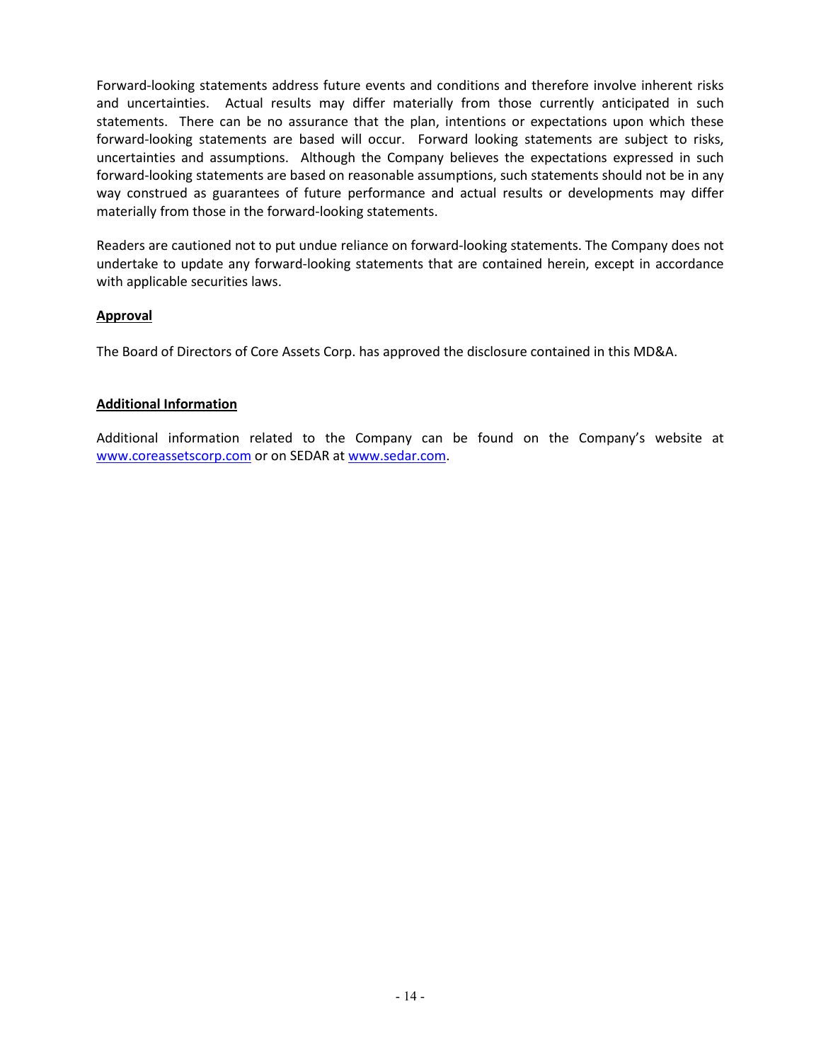Forward-looking statements address future events and conditions and therefore involve inherent risks and uncertainties. Actual results may differ materially from those currently anticipated in such statements. There can be no assurance that the plan, intentions or expectations upon which these forward-looking statements are based will occur. Forward looking statements are subject to risks, uncertainties and assumptions. Although the Company believes the expectations expressed in such forward-looking statements are based on reasonable assumptions, such statements should not be in any way construed as guarantees of future performance and actual results or developments may differ materially from those in the forward-looking statements.

Readers are cautioned not to put undue reliance on forward-looking statements. The Company does not undertake to update any forward-looking statements that are contained herein, except in accordance with applicable securities laws.

## Approval

The Board of Directors of Core Assets Corp. has approved the disclosure contained in this MD&A.

## Additional Information

Additional information related to the Company can be found on the Company's website at [www.coreassetscorp.com](http://www.coreassetscorp.com) or on SEDAR at [www.sedar.com](http://www.sedar.com).